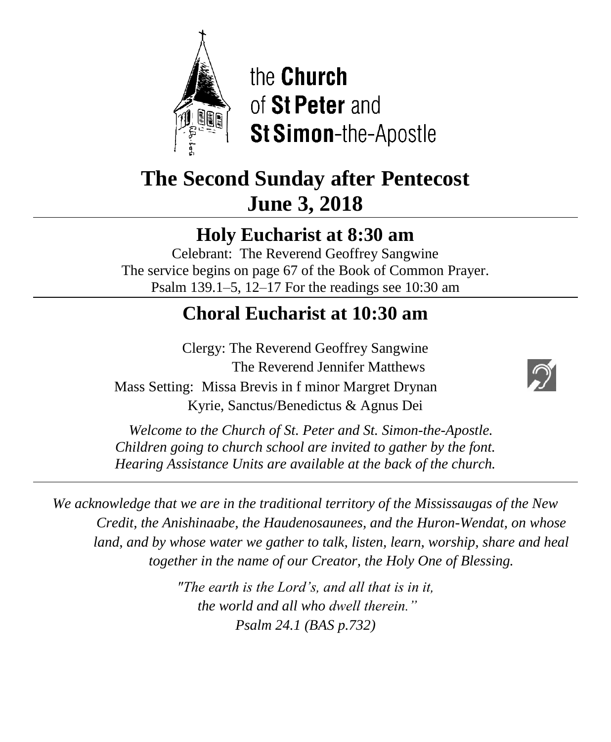the **Church**
of **St Peter** and
**St Simon**-the-Apostle

# The Second Sunday after Pentecost
# June 3, 2018

## Holy Eucharist at 8:30 am

Celebrant: The Reverend Geoffrey Sangwine
The service begins on page 67 of the Book of Common Prayer.
Psalm 139.1–5, 12–17 For the readings see 10:30 am

## Choral Eucharist at 10:30 am

Clergy: The Reverend Geoffrey Sangwine
The Reverend Jennifer Matthews
Mass Setting: Missa Brevis in f minor Margret Drynan
Kyrie, Sanctus/Benedictus & Agnus Dei

*Welcome to the Church of St. Peter and St. Simon-the-Apostle.*
*Children going to church school are invited to gather by the font.*
*Hearing Assistance Units are available at the back of the church.*

*We acknowledge that we are in the traditional territory of the Mississaugas of the New Credit, the Anishinaabe, the Haudenosaunees, and the Huron-Wendat, on whose land, and by whose water we gather to talk, listen, learn, worship, share and heal together in the name of our Creator, the Holy One of Blessing.*

*"The earth is the Lord's, and all that is in it,*
*the world and all who dwell therein."*
*Psalm 24.1 (BAS p.732)*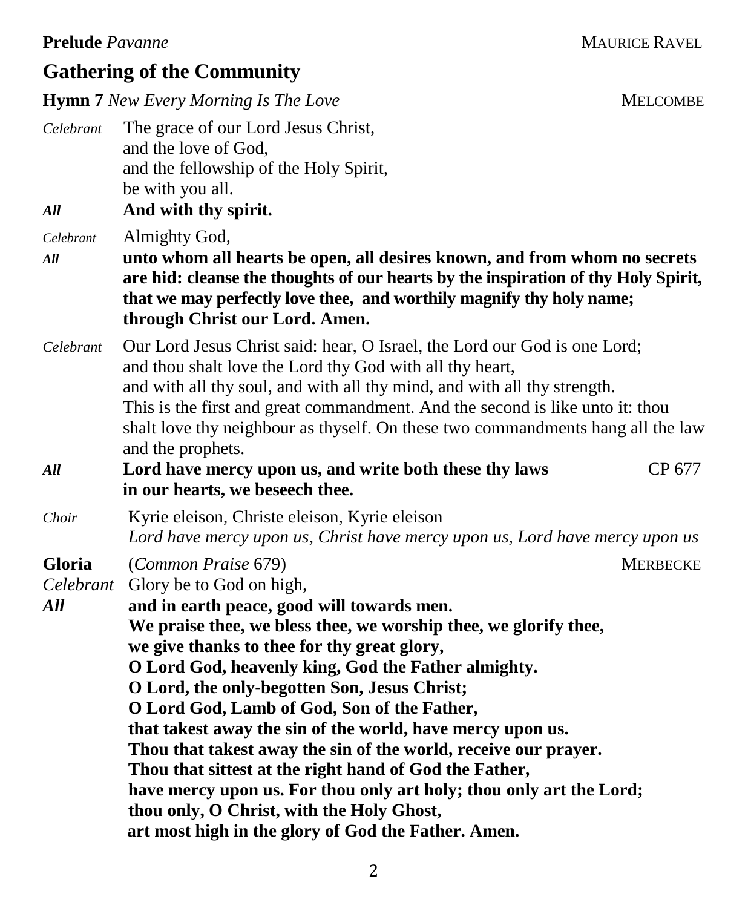**Prelude** *Pavanne* MAURICE RAVEL

## Gathering of the Community

**Hymn 7** *New Every Morning Is The Love* MELCOMBE

*Celebrant* The grace of our Lord Jesus Christ,
and the love of God,
and the fellowship of the Holy Spirit,
be with you all.

***All*** **And with thy spirit.**

*Celebrant* Almighty God,

***All*** **unto whom all hearts be open, all desires known, and from whom no secrets are hid: cleanse the thoughts of our hearts by the inspiration of thy Holy Spirit, that we may perfectly love thee, and worthily magnify thy holy name; through Christ our Lord. Amen.**

*Celebrant* Our Lord Jesus Christ said: hear, O Israel, the Lord our God is one Lord; and thou shalt love the Lord thy God with all thy heart, and with all thy soul, and with all thy mind, and with all thy strength. This is the first and great commandment. And the second is like unto it: thou shalt love thy neighbour as thyself. On these two commandments hang all the law and the prophets.

***All*** **Lord have mercy upon us, and write both these thy laws in our hearts, we beseech thee.** CP 677

*Choir* Kyrie eleison, Christe eleison, Kyrie eleison
*Lord have mercy upon us, Christ have mercy upon us, Lord have mercy upon us*

**Gloria** (*Common Praise* 679) MERBECKE

*Celebrant* Glory be to God on high,

***All*** **and in earth peace, good will towards men.
We praise thee, we bless thee, we worship thee, we glorify thee,
we give thanks to thee for thy great glory,
O Lord God, heavenly king, God the Father almighty.
O Lord, the only-begotten Son, Jesus Christ;
O Lord God, Lamb of God, Son of the Father,
that takest away the sin of the world, have mercy upon us.
Thou that takest away the sin of the world, receive our prayer.
Thou that sittest at the right hand of God the Father,
have mercy upon us. For thou only art holy; thou only art the Lord;
thou only, O Christ, with the Holy Ghost,
art most high in the glory of God the Father. Amen.**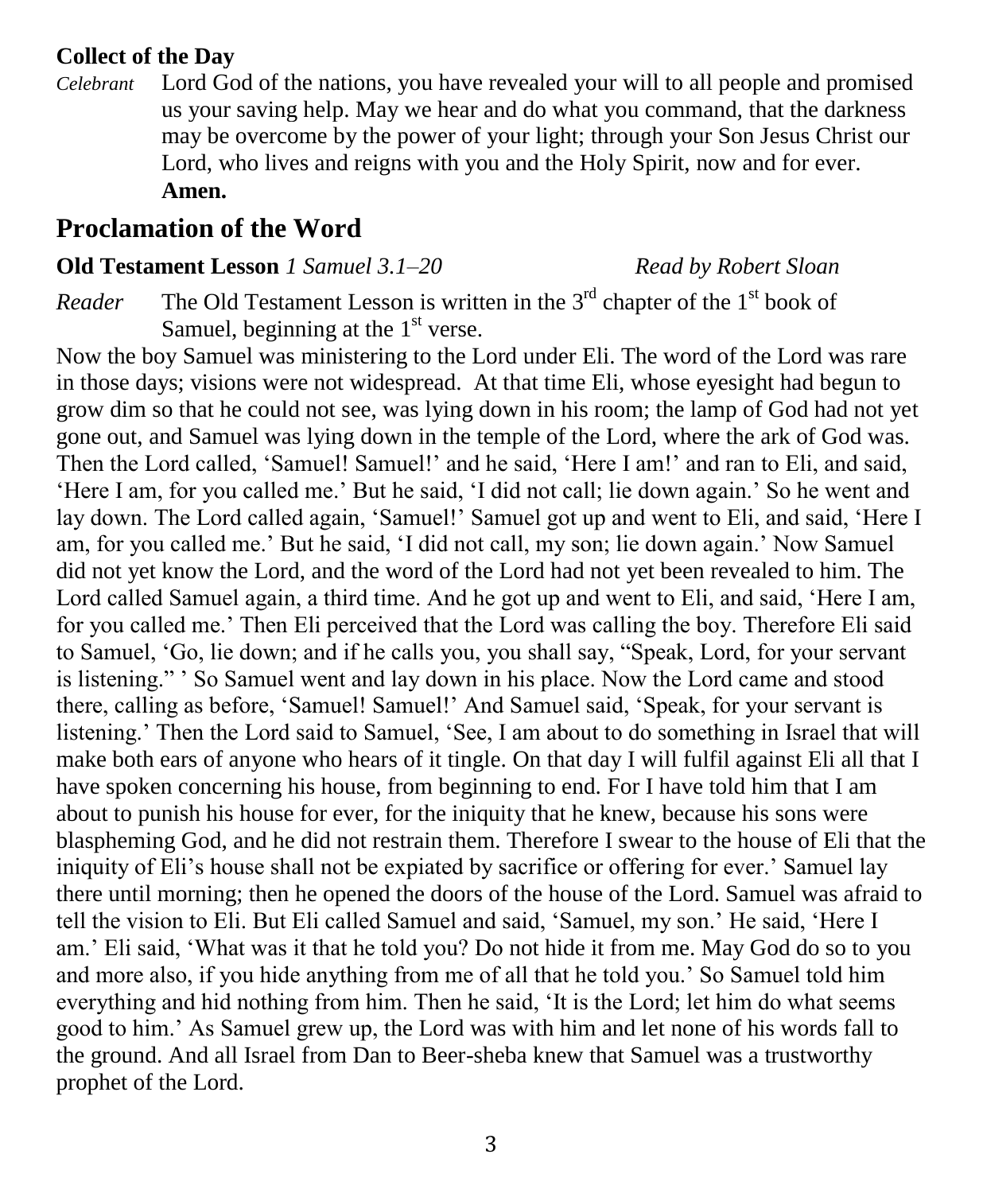**Collect of the Day**

*Celebrant* Lord God of the nations, you have revealed your will to all people and promised us your saving help. May we hear and do what you command, that the darkness may be overcome by the power of your light; through your Son Jesus Christ our Lord, who lives and reigns with you and the Holy Spirit, now and for ever. **Amen.**

## Proclamation of the Word

**Old Testament Lesson** *1 Samuel 3.1–20* *Read by Robert Sloan*

*Reader* The Old Testament Lesson is written in the 3rd chapter of the 1st book of Samuel, beginning at the 1st verse.

Now the boy Samuel was ministering to the Lord under Eli. The word of the Lord was rare in those days; visions were not widespread. At that time Eli, whose eyesight had begun to grow dim so that he could not see, was lying down in his room; the lamp of God had not yet gone out, and Samuel was lying down in the temple of the Lord, where the ark of God was. Then the Lord called, 'Samuel! Samuel!' and he said, 'Here I am!' and ran to Eli, and said, 'Here I am, for you called me.' But he said, 'I did not call; lie down again.' So he went and lay down. The Lord called again, 'Samuel!' Samuel got up and went to Eli, and said, 'Here I am, for you called me.' But he said, 'I did not call, my son; lie down again.' Now Samuel did not yet know the Lord, and the word of the Lord had not yet been revealed to him. The Lord called Samuel again, a third time. And he got up and went to Eli, and said, 'Here I am, for you called me.' Then Eli perceived that the Lord was calling the boy. Therefore Eli said to Samuel, 'Go, lie down; and if he calls you, you shall say, "Speak, Lord, for your servant is listening." ' So Samuel went and lay down in his place. Now the Lord came and stood there, calling as before, 'Samuel! Samuel!' And Samuel said, 'Speak, for your servant is listening.' Then the Lord said to Samuel, 'See, I am about to do something in Israel that will make both ears of anyone who hears of it tingle. On that day I will fulfil against Eli all that I have spoken concerning his house, from beginning to end. For I have told him that I am about to punish his house for ever, for the iniquity that he knew, because his sons were blaspheming God, and he did not restrain them. Therefore I swear to the house of Eli that the iniquity of Eli's house shall not be expiated by sacrifice or offering for ever.' Samuel lay there until morning; then he opened the doors of the house of the Lord. Samuel was afraid to tell the vision to Eli. But Eli called Samuel and said, 'Samuel, my son.' He said, 'Here I am.' Eli said, 'What was it that he told you? Do not hide it from me. May God do so to you and more also, if you hide anything from me of all that he told you.' So Samuel told him everything and hid nothing from him. Then he said, 'It is the Lord; let him do what seems good to him.' As Samuel grew up, the Lord was with him and let none of his words fall to the ground. And all Israel from Dan to Beer-sheba knew that Samuel was a trustworthy prophet of the Lord.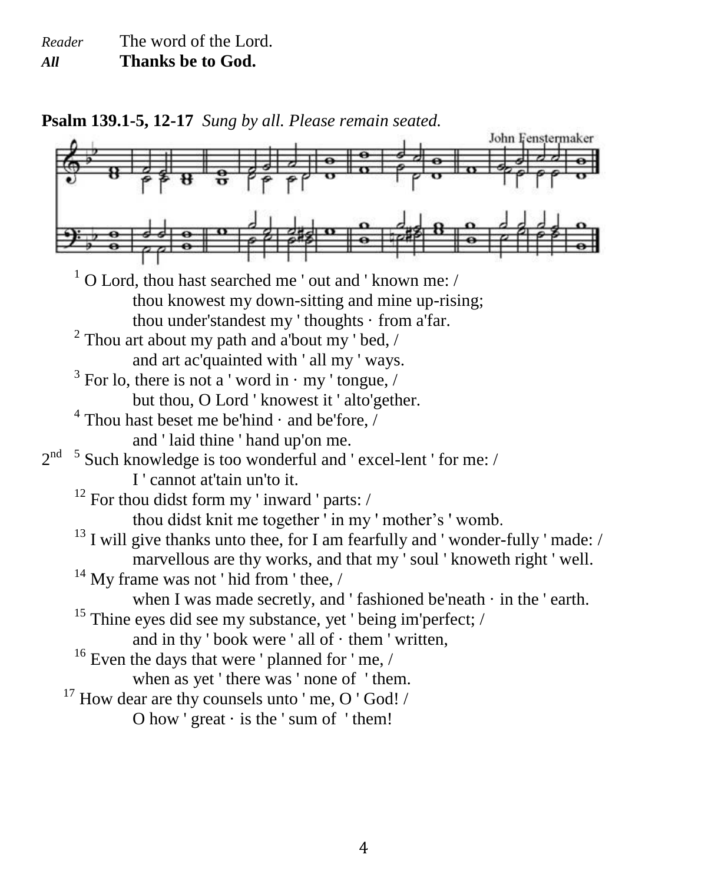*Reader* The word of the Lord.
***All*** **Thanks be to God.**

**Psalm 139.1-5, 12-17** *Sung by all. Please remain seated.*

John Fenstermaker

[1] O Lord, thou hast searched me ' out and ' known me: /
thou knowest my down-sitting and mine up-rising;
thou under'standest my ' thoughts · from a'far.
[2] Thou art about my path and a'bout my ' bed, /
and art ac'quainted with ' all my ' ways.
[3] For lo, there is not a ' word in · my ' tongue, /
but thou, O Lord ' knowest it ' alto'gether.
[4] Thou hast beset me be'hind · and be'fore, /
and ' laid thine ' hand up'on me.
2nd [5] Such knowledge is too wonderful and ' excel-lent ' for me: /
I ' cannot at'tain un'to it.
[12] For thou didst form my ' inward ' parts: /
thou didst knit me together ' in my ' mother's ' womb.
[13] I will give thanks unto thee, for I am fearfully and ' wonder-fully ' made: /
marvellous are thy works, and that my ' soul ' knoweth right ' well.
[14] My frame was not ' hid from ' thee, /
when I was made secretly, and ' fashioned be'neath · in the ' earth.
[15] Thine eyes did see my substance, yet ' being im'perfect; /
and in thy ' book were ' all of · them ' written,
[16] Even the days that were ' planned for ' me, /
when as yet ' there was ' none of ' them.
[17] How dear are thy counsels unto ' me, O ' God! /
O how ' great · is the ' sum of ' them!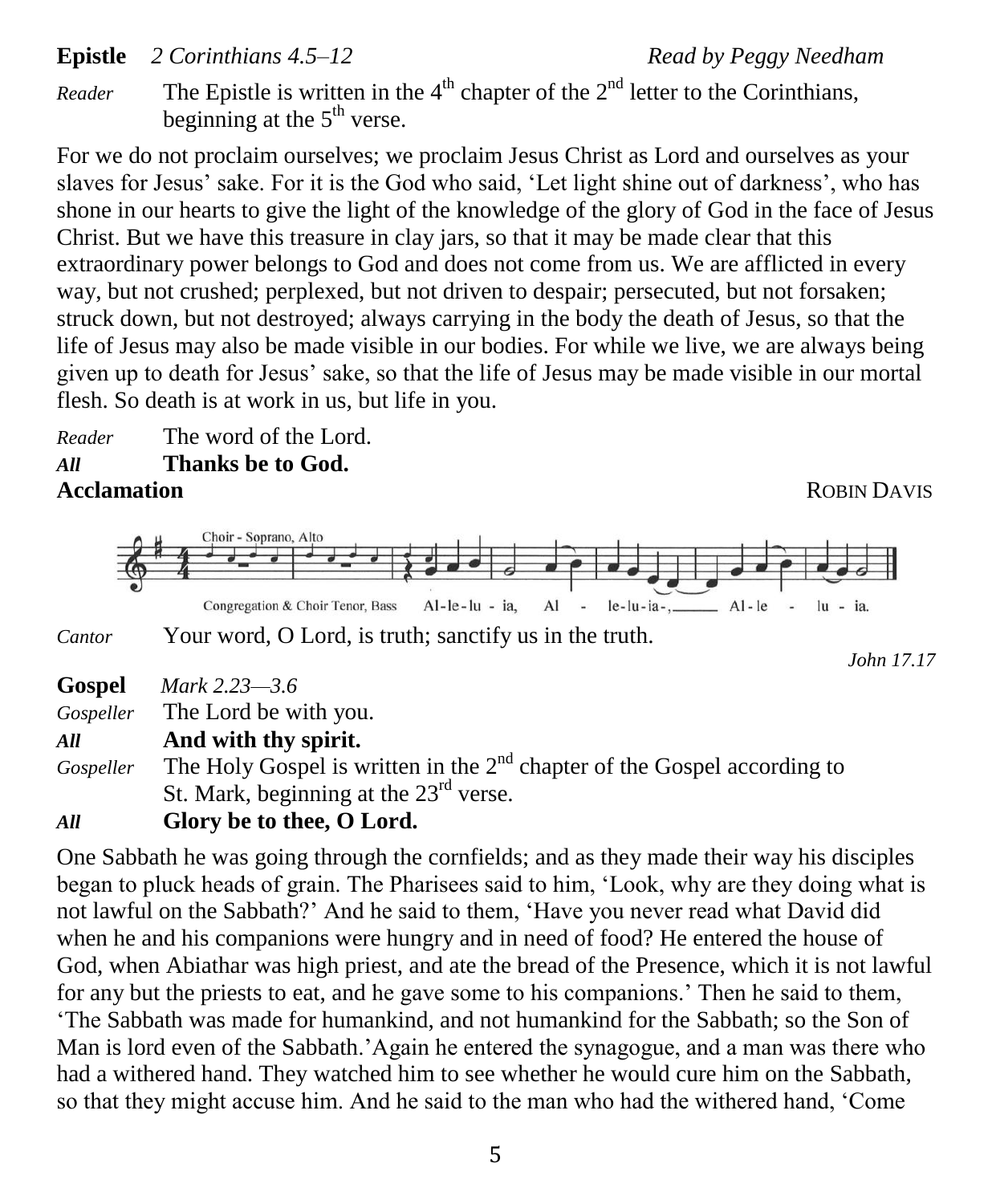**Epistle** *2 Corinthians 4.5–12* *Read by Peggy Needham*

*Reader* The Epistle is written in the 4th chapter of the 2nd letter to the Corinthians, beginning at the 5th verse.

For we do not proclaim ourselves; we proclaim Jesus Christ as Lord and ourselves as your slaves for Jesus' sake. For it is the God who said, 'Let light shine out of darkness', who has shone in our hearts to give the light of the knowledge of the glory of God in the face of Jesus Christ. But we have this treasure in clay jars, so that it may be made clear that this extraordinary power belongs to God and does not come from us. We are afflicted in every way, but not crushed; perplexed, but not driven to despair; persecuted, but not forsaken; struck down, but not destroyed; always carrying in the body the death of Jesus, so that the life of Jesus may also be made visible in our bodies. For while we live, we are always being given up to death for Jesus' sake, so that the life of Jesus may be made visible in our mortal flesh. So death is at work in us, but life in you.

*Reader* The word of the Lord.
***All*** **Thanks be to God.**

**Acclamation** ROBIN DAVIS

Choir - Soprano, Alto

Congregation & Choir Tenor, Bass Al-le-lu - ia, Al - le-lu-ia-, Al-le - lu - ia.

*Cantor* Your word, O Lord, is truth; sanctify us in the truth.

*John 17.17*

**Gospel** *Mark 2.23—3.6*

*Gospeller* The Lord be with you.
***All*** **And with thy spirit.**
*Gospeller* The Holy Gospel is written in the 2nd chapter of the Gospel according to St. Mark, beginning at the 23rd verse.
***All*** **Glory be to thee, O Lord.**

One Sabbath he was going through the cornfields; and as they made their way his disciples began to pluck heads of grain. The Pharisees said to him, 'Look, why are they doing what is not lawful on the Sabbath?' And he said to them, 'Have you never read what David did when he and his companions were hungry and in need of food? He entered the house of God, when Abiathar was high priest, and ate the bread of the Presence, which it is not lawful for any but the priests to eat, and he gave some to his companions.' Then he said to them, 'The Sabbath was made for humankind, and not humankind for the Sabbath; so the Son of Man is lord even of the Sabbath.'Again he entered the synagogue, and a man was there who had a withered hand. They watched him to see whether he would cure him on the Sabbath, so that they might accuse him. And he said to the man who had the withered hand, 'Come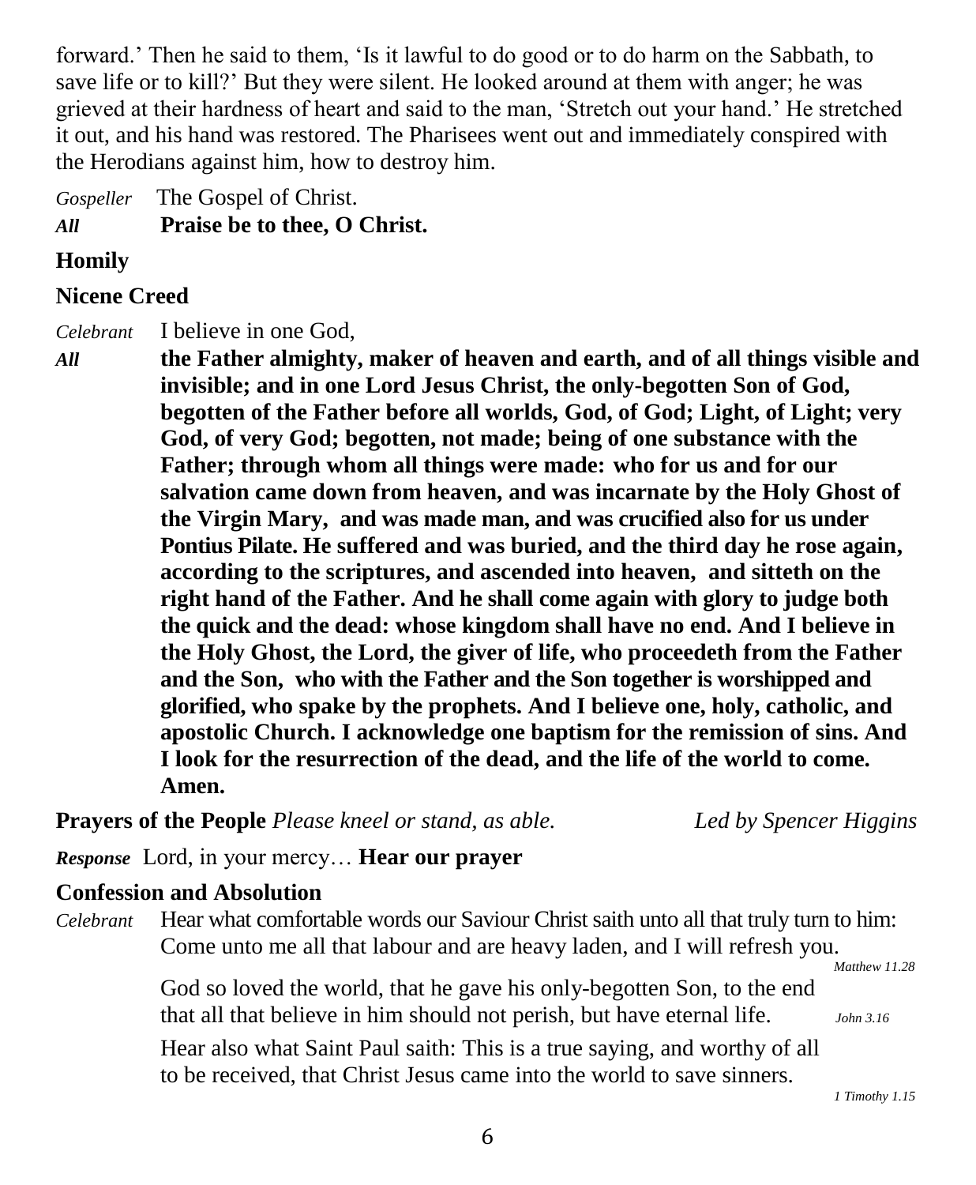forward.' Then he said to them, 'Is it lawful to do good or to do harm on the Sabbath, to save life or to kill?' But they were silent. He looked around at them with anger; he was grieved at their hardness of heart and said to the man, 'Stretch out your hand.' He stretched it out, and his hand was restored. The Pharisees went out and immediately conspired with the Herodians against him, how to destroy him.

*Gospeller* The Gospel of Christ.

***All*** **Praise be to thee, O Christ.**

**Homily**

**Nicene Creed**

*Celebrant* I believe in one God,

***All*** **the Father almighty, maker of heaven and earth, and of all things visible and invisible; and in one Lord Jesus Christ, the only-begotten Son of God, begotten of the Father before all worlds, God, of God; Light, of Light; very God, of very God; begotten, not made; being of one substance with the Father; through whom all things were made: who for us and for our salvation came down from heaven, and was incarnate by the Holy Ghost of the Virgin Mary, and was made man, and was crucified also for us under Pontius Pilate. He suffered and was buried, and the third day he rose again, according to the scriptures, and ascended into heaven, and sitteth on the right hand of the Father. And he shall come again with glory to judge both the quick and the dead: whose kingdom shall have no end. And I believe in the Holy Ghost, the Lord, the giver of life, who proceedeth from the Father and the Son, who with the Father and the Son together is worshipped and glorified, who spake by the prophets. And I believe one, holy, catholic, and apostolic Church. I acknowledge one baptism for the remission of sins. And I look for the resurrection of the dead, and the life of the world to come. Amen.**

**Prayers of the People** *Please kneel or stand, as able.* *Led by Spencer Higgins*

***Response*** Lord, in your mercy… **Hear our prayer**

**Confession and Absolution**

*Celebrant* Hear what comfortable words our Saviour Christ saith unto all that truly turn to him: Come unto me all that labour and are heavy laden, and I will refresh you. *Matthew 11.28*

God so loved the world, that he gave his only-begotten Son, to the end that all that believe in him should not perish, but have eternal life. *John 3.16*

Hear also what Saint Paul saith: This is a true saying, and worthy of all to be received, that Christ Jesus came into the world to save sinners. *1 Timothy 1.15*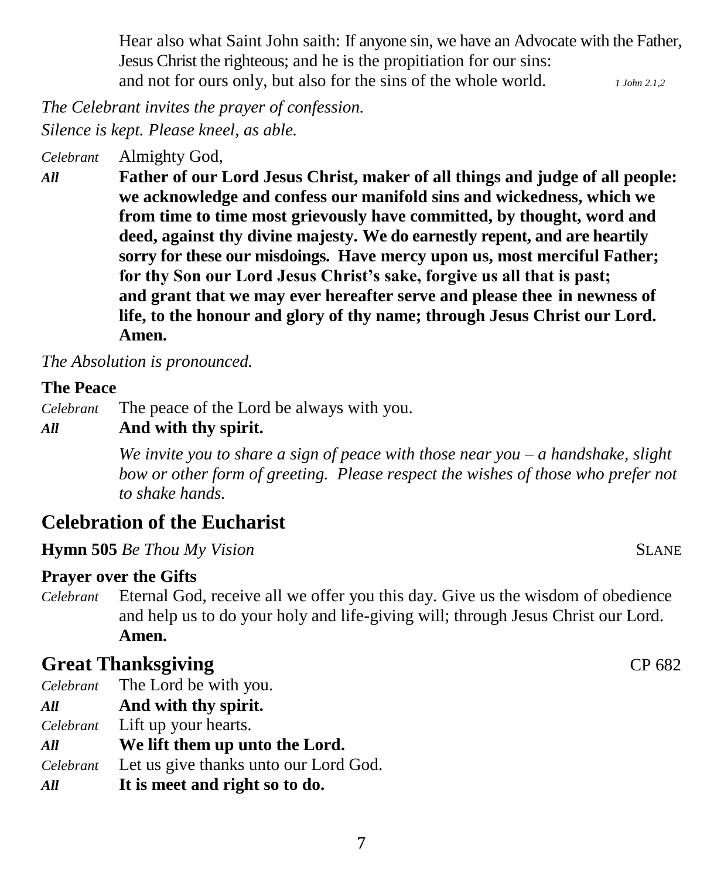Hear also what Saint John saith: If anyone sin, we have an Advocate with the Father, Jesus Christ the righteous; and he is the propitiation for our sins: and not for ours only, but also for the sins of the whole world. *1 John 2.1,2*

*The Celebrant invites the prayer of confession.*
*Silence is kept. Please kneel, as able.*

*Celebrant* Almighty God,
***All*** **Father of our Lord Jesus Christ, maker of all things and judge of all people: we acknowledge and confess our manifold sins and wickedness, which we from time to time most grievously have committed, by thought, word and deed, against thy divine majesty. We do earnestly repent, and are heartily sorry for these our misdoings. Have mercy upon us, most merciful Father; for thy Son our Lord Jesus Christ's sake, forgive us all that is past; and grant that we may ever hereafter serve and please thee in newness of life, to the honour and glory of thy name; through Jesus Christ our Lord. Amen.**

*The Absolution is pronounced.*

**The Peace**

*Celebrant* The peace of the Lord be always with you.
***All*** **And with thy spirit.**

*We invite you to share a sign of peace with those near you – a handshake, slight bow or other form of greeting. Please respect the wishes of those who prefer not to shake hands.*

## Celebration of the Eucharist

**Hymn 505** *Be Thou My Vision* SLANE

**Prayer over the Gifts**

*Celebrant* Eternal God, receive all we offer you this day. Give us the wisdom of obedience and help us to do your holy and life-giving will; through Jesus Christ our Lord. **Amen.**

## Great Thanksgiving CP 682

*Celebrant* The Lord be with you.
***All*** **And with thy spirit.**
*Celebrant* Lift up your hearts.
***All*** **We lift them up unto the Lord.**
*Celebrant* Let us give thanks unto our Lord God.
***All*** **It is meet and right so to do.**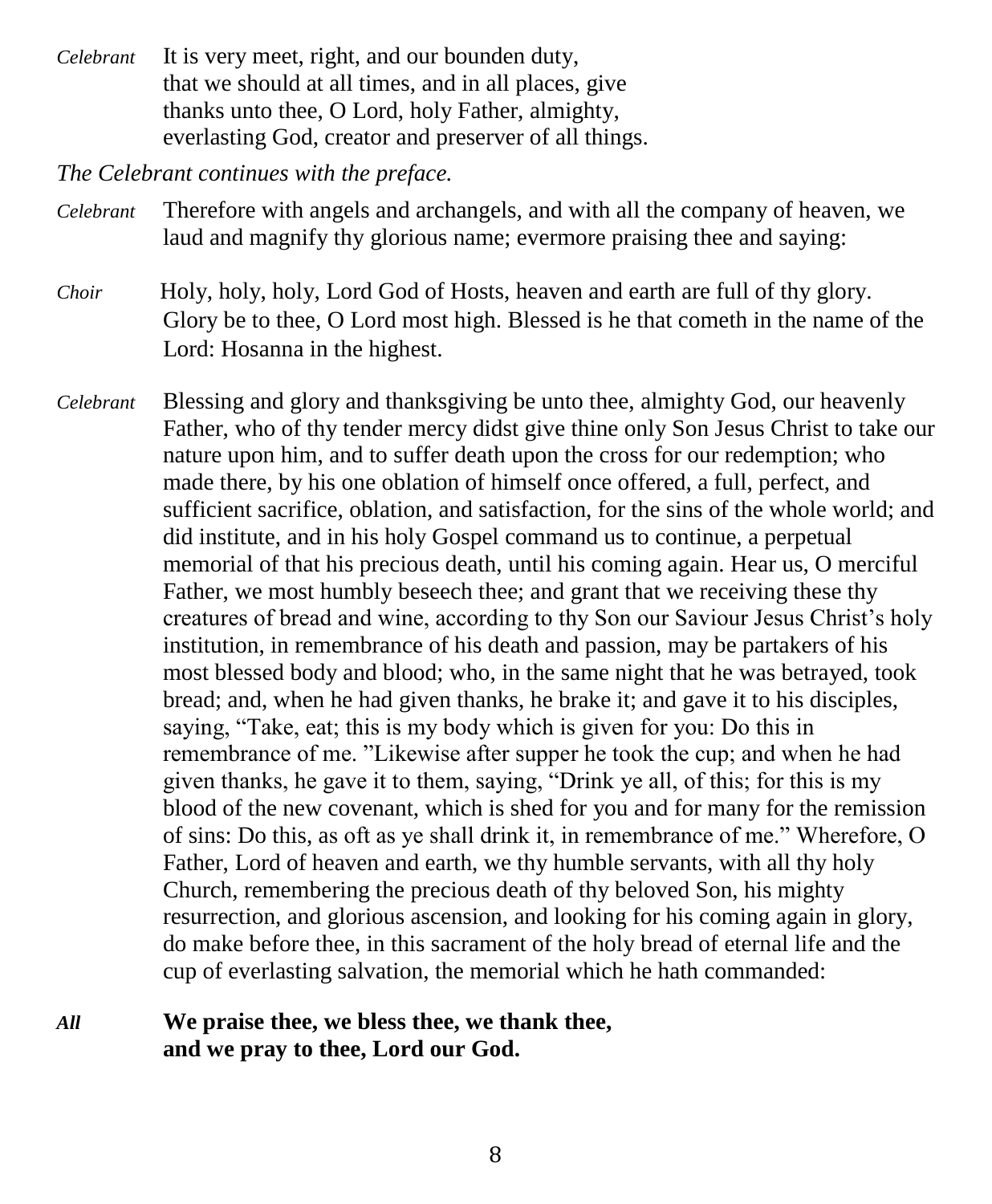*Celebrant* It is very meet, right, and our bounden duty,
that we should at all times, and in all places, give
thanks unto thee, O Lord, holy Father, almighty,
everlasting God, creator and preserver of all things.

*The Celebrant continues with the preface.*

*Celebrant* Therefore with angels and archangels, and with all the company of heaven, we laud and magnify thy glorious name; evermore praising thee and saying:

*Choir* Holy, holy, holy, Lord God of Hosts, heaven and earth are full of thy glory. Glory be to thee, O Lord most high. Blessed is he that cometh in the name of the Lord: Hosanna in the highest.

*Celebrant* Blessing and glory and thanksgiving be unto thee, almighty God, our heavenly Father, who of thy tender mercy didst give thine only Son Jesus Christ to take our nature upon him, and to suffer death upon the cross for our redemption; who made there, by his one oblation of himself once offered, a full, perfect, and sufficient sacrifice, oblation, and satisfaction, for the sins of the whole world; and did institute, and in his holy Gospel command us to continue, a perpetual memorial of that his precious death, until his coming again. Hear us, O merciful Father, we most humbly beseech thee; and grant that we receiving these thy creatures of bread and wine, according to thy Son our Saviour Jesus Christ's holy institution, in remembrance of his death and passion, may be partakers of his most blessed body and blood; who, in the same night that he was betrayed, took bread; and, when he had given thanks, he brake it; and gave it to his disciples, saying, "Take, eat; this is my body which is given for you: Do this in remembrance of me. "Likewise after supper he took the cup; and when he had given thanks, he gave it to them, saying, "Drink ye all, of this; for this is my blood of the new covenant, which is shed for you and for many for the remission of sins: Do this, as oft as ye shall drink it, in remembrance of me." Wherefore, O Father, Lord of heaven and earth, we thy humble servants, with all thy holy Church, remembering the precious death of thy beloved Son, his mighty resurrection, and glorious ascension, and looking for his coming again in glory, do make before thee, in this sacrament of the holy bread of eternal life and the cup of everlasting salvation, the memorial which he hath commanded:

***All*** **We praise thee, we bless thee, we thank thee,**
**and we pray to thee, Lord our God.**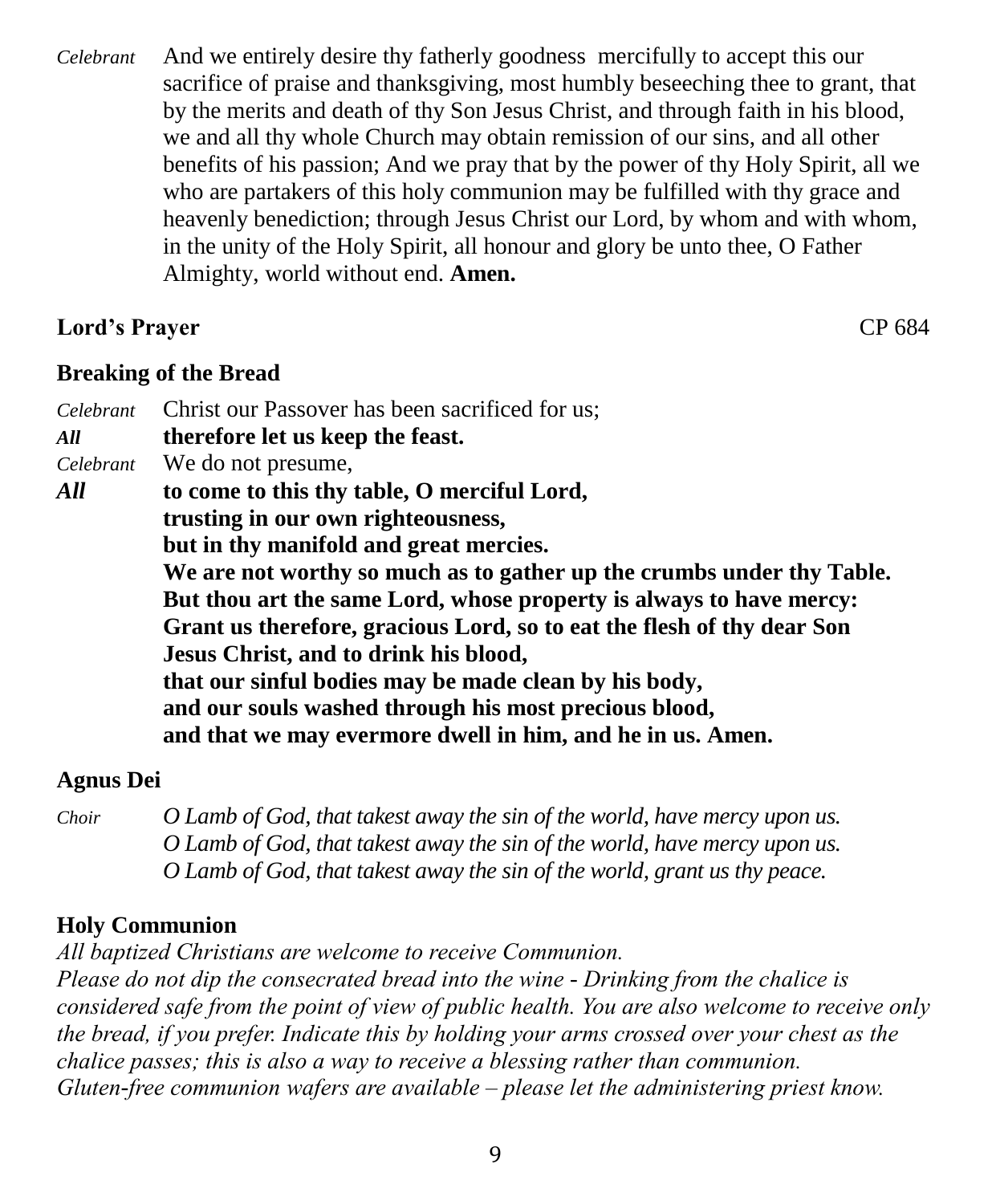*Celebrant* And we entirely desire thy fatherly goodness mercifully to accept this our sacrifice of praise and thanksgiving, most humbly beseeching thee to grant, that by the merits and death of thy Son Jesus Christ, and through faith in his blood, we and all thy whole Church may obtain remission of our sins, and all other benefits of his passion; And we pray that by the power of thy Holy Spirit, all we who are partakers of this holy communion may be fulfilled with thy grace and heavenly benediction; through Jesus Christ our Lord, by whom and with whom, in the unity of the Holy Spirit, all honour and glory be unto thee, O Father Almighty, world without end. **Amen.**

**Lord's Prayer** CP 684

**Breaking of the Bread**

*Celebrant* Christ our Passover has been sacrificed for us;
***All*** **therefore let us keep the feast.**
*Celebrant* We do not presume,
***All*** **to come to this thy table, O merciful Lord,**
**trusting in our own righteousness,**
**but in thy manifold and great mercies.**
**We are not worthy so much as to gather up the crumbs under thy Table.**
**But thou art the same Lord, whose property is always to have mercy:**
**Grant us therefore, gracious Lord, so to eat the flesh of thy dear Son Jesus Christ, and to drink his blood,**
**that our sinful bodies may be made clean by his body,**
**and our souls washed through his most precious blood,**
**and that we may evermore dwell in him, and he in us. Amen.**

**Agnus Dei**

*Choir* *O Lamb of God, that takest away the sin of the world, have mercy upon us.*
*O Lamb of God, that takest away the sin of the world, have mercy upon us.*
*O Lamb of God, that takest away the sin of the world, grant us thy peace.*

**Holy Communion**

*All baptized Christians are welcome to receive Communion.*
*Please do not dip the consecrated bread into the wine - Drinking from the chalice is considered safe from the point of view of public health. You are also welcome to receive only the bread, if you prefer. Indicate this by holding your arms crossed over your chest as the chalice passes; this is also a way to receive a blessing rather than communion.*
*Gluten-free communion wafers are available – please let the administering priest know.*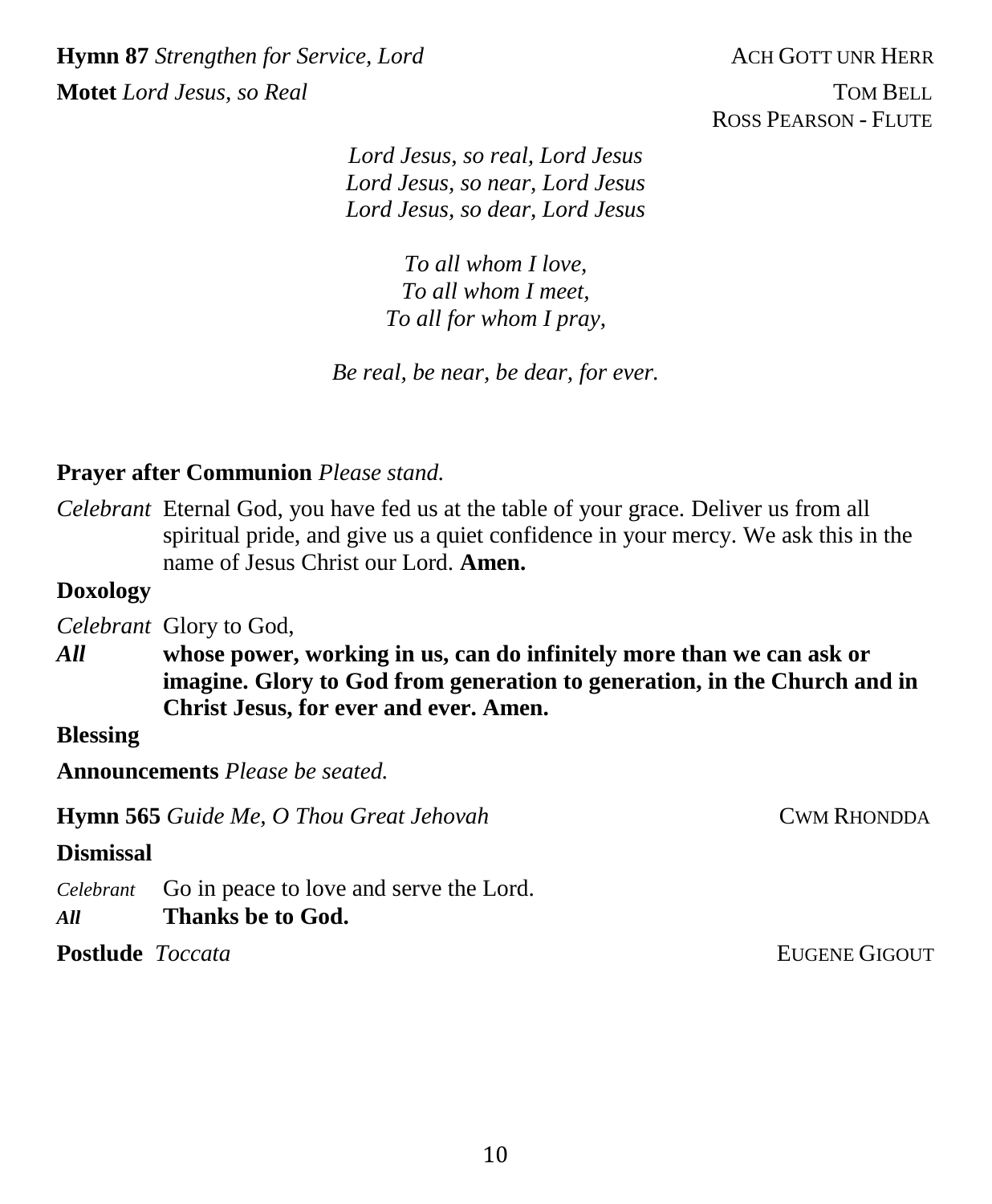**Hymn 87** *Strengthen for Service, Lord* ACH GOTT UNR HERR

**Motet** *Lord Jesus, so Real* TOM BELL
ROSS PEARSON - FLUTE

*Lord Jesus, so real, Lord Jesus*
*Lord Jesus, so near, Lord Jesus*
*Lord Jesus, so dear, Lord Jesus*

*To all whom I love,*
*To all whom I meet,*
*To all for whom I pray,*

*Be real, be near, be dear, for ever.*

**Prayer after Communion** *Please stand.*

*Celebrant* Eternal God, you have fed us at the table of your grace. Deliver us from all spiritual pride, and give us a quiet confidence in your mercy. We ask this in the name of Jesus Christ our Lord. **Amen.**

**Doxology**

*Celebrant* Glory to God,

***All*** **whose power, working in us, can do infinitely more than we can ask or imagine. Glory to God from generation to generation, in the Church and in Christ Jesus, for ever and ever. Amen.**

**Blessing**

**Announcements** *Please be seated.*

**Hymn 565** *Guide Me, O Thou Great Jehovah* CWM RHONDDA

**Dismissal**

*Celebrant* Go in peace to love and serve the Lord.

***All*** **Thanks be to God.**

**Postlude** *Toccata* EUGENE GIGOUT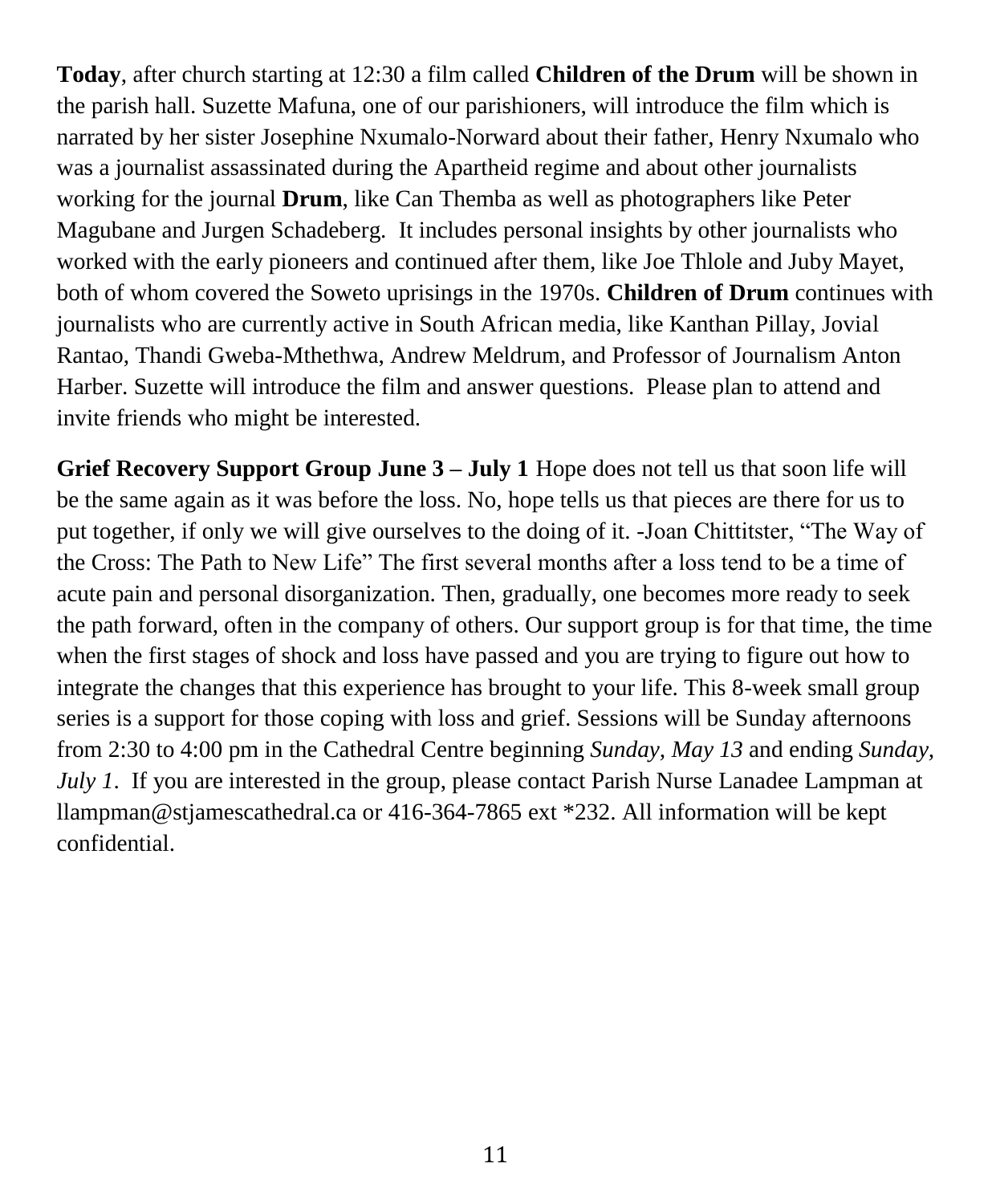**Today**, after church starting at 12:30 a film called **Children of the Drum** will be shown in the parish hall. Suzette Mafuna, one of our parishioners, will introduce the film which is narrated by her sister Josephine Nxumalo-Norward about their father, Henry Nxumalo who was a journalist assassinated during the Apartheid regime and about other journalists working for the journal **Drum**, like Can Themba as well as photographers like Peter Magubane and Jurgen Schadeberg. It includes personal insights by other journalists who worked with the early pioneers and continued after them, like Joe Thlole and Juby Mayet, both of whom covered the Soweto uprisings in the 1970s. **Children of Drum** continues with journalists who are currently active in South African media, like Kanthan Pillay, Jovial Rantao, Thandi Gweba-Mthethwa, Andrew Meldrum, and Professor of Journalism Anton Harber. Suzette will introduce the film and answer questions. Please plan to attend and invite friends who might be interested.

**Grief Recovery Support Group June 3 – July 1** Hope does not tell us that soon life will be the same again as it was before the loss. No, hope tells us that pieces are there for us to put together, if only we will give ourselves to the doing of it. -Joan Chittitster, "The Way of the Cross: The Path to New Life" The first several months after a loss tend to be a time of acute pain and personal disorganization. Then, gradually, one becomes more ready to seek the path forward, often in the company of others. Our support group is for that time, the time when the first stages of shock and loss have passed and you are trying to figure out how to integrate the changes that this experience has brought to your life. This 8-week small group series is a support for those coping with loss and grief. Sessions will be Sunday afternoons from 2:30 to 4:00 pm in the Cathedral Centre beginning *Sunday, May 13* and ending *Sunday, July 1*. If you are interested in the group, please contact Parish Nurse Lanadee Lampman at llampman@stjamescathedral.ca or 416-364-7865 ext *232. All information will be kept confidential.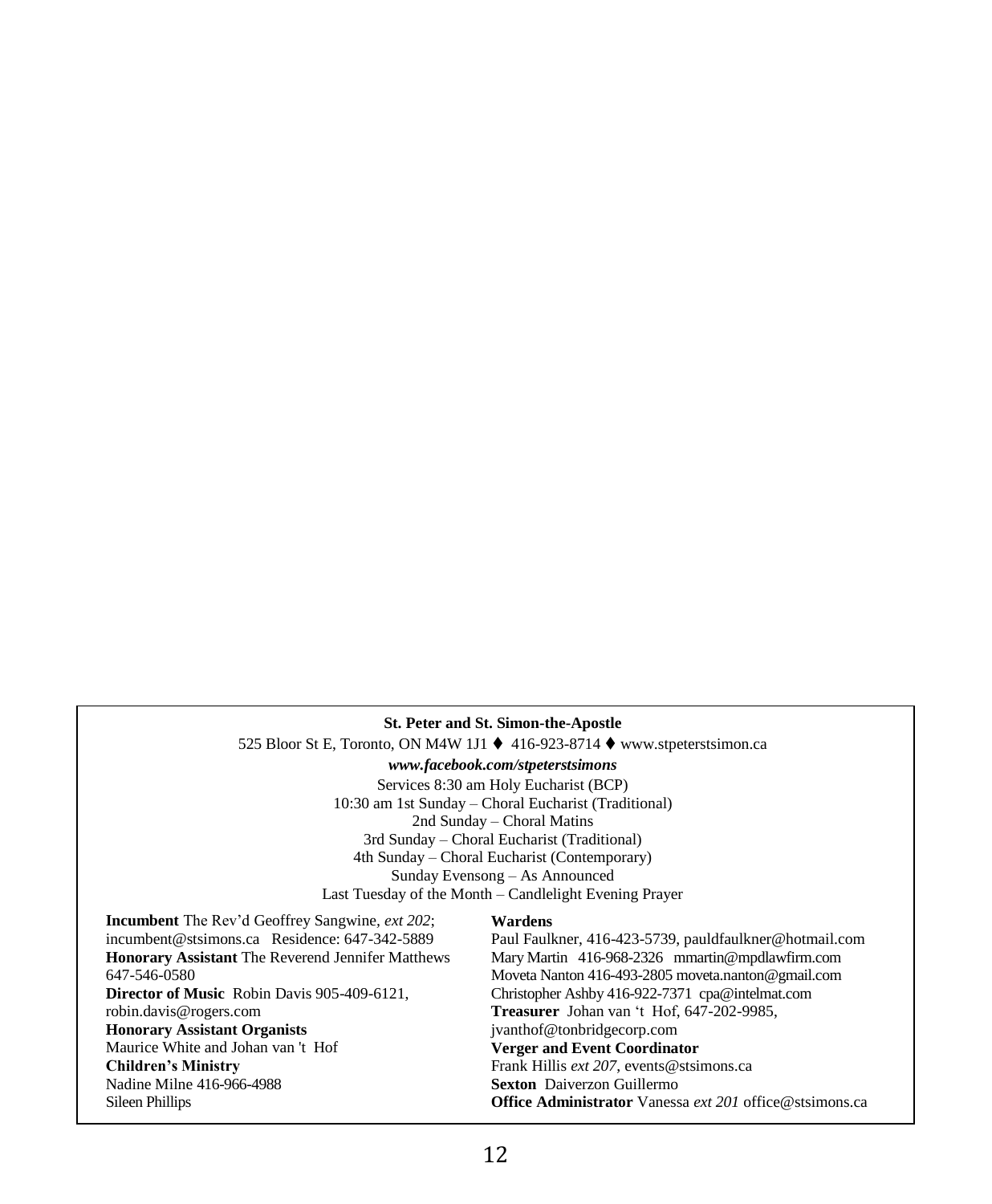**St. Peter and St. Simon-the-Apostle**

525 Bloor St E, Toronto, ON M4W 1J1 ⧫ 416-923-8714 ⧫ www.stpeterstsimon.ca

***www.facebook.com/stpeterstsimons***

Services 8:30 am Holy Eucharist (BCP)
10:30 am 1st Sunday – Choral Eucharist (Traditional)
2nd Sunday – Choral Matins
3rd Sunday – Choral Eucharist (Traditional)
4th Sunday – Choral Eucharist (Contemporary)
Sunday Evensong – As Announced
Last Tuesday of the Month – Candlelight Evening Prayer

**Incumbent** The Rev'd Geoffrey Sangwine, *ext 202*; incumbent@stsimons.ca Residence: 647-342-5889
**Honorary Assistant** The Reverend Jennifer Matthews 647-546-0580
**Director of Music** Robin Davis 905-409-6121, robin.davis@rogers.com
**Honorary Assistant Organists**
Maurice White and Johan van 't Hof
**Children's Ministry**
Nadine Milne 416-966-4988
Sileen Phillips

**Wardens**
Paul Faulkner, 416-423-5739, pauldfaulkner@hotmail.com
Mary Martin 416-968-2326 mmartin@mpdlawfirm.com
Moveta Nanton 416-493-2805 moveta.nanton@gmail.com
Christopher Ashby 416-922-7371 cpa@intelmat.com
**Treasurer** Johan van 't Hof, 647-202-9985, jvanthof@tonbridgecorp.com
**Verger and Event Coordinator**
Frank Hillis *ext 207*, events@stsimons.ca
**Sexton** Daiverzon Guillermo
**Office Administrator** Vanessa *ext 201* office@stsimons.ca